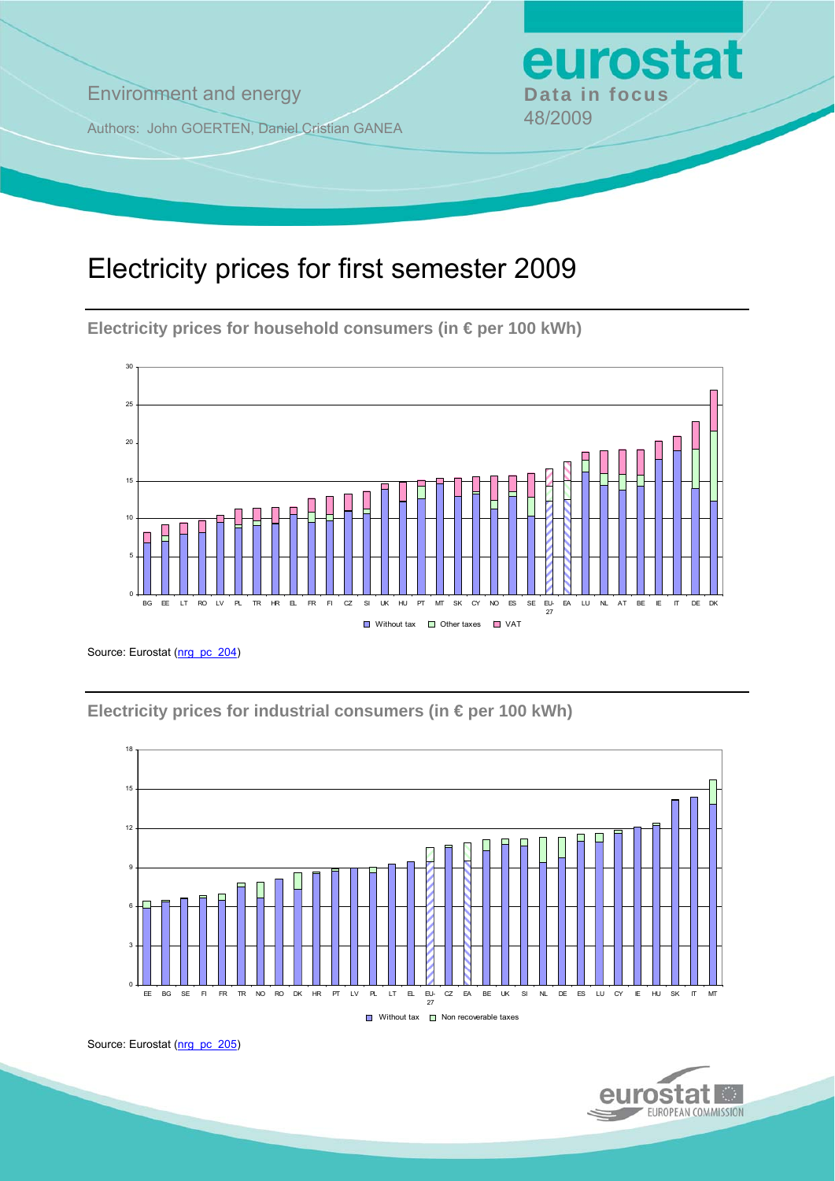Environment and energy

Authors: John GOERTEN, Daniel Cristian GANEA

**eurostat**
**Data in focus**
48/2009

# Electricity prices for first semester 2009

## Electricity prices for household consumers (in € per 100 kWh)

Source: Eurostat (nrg_pc_204)

## Electricity prices for industrial consumers (in € per 100 kWh)

Source: Eurostat (nrg_pc_205)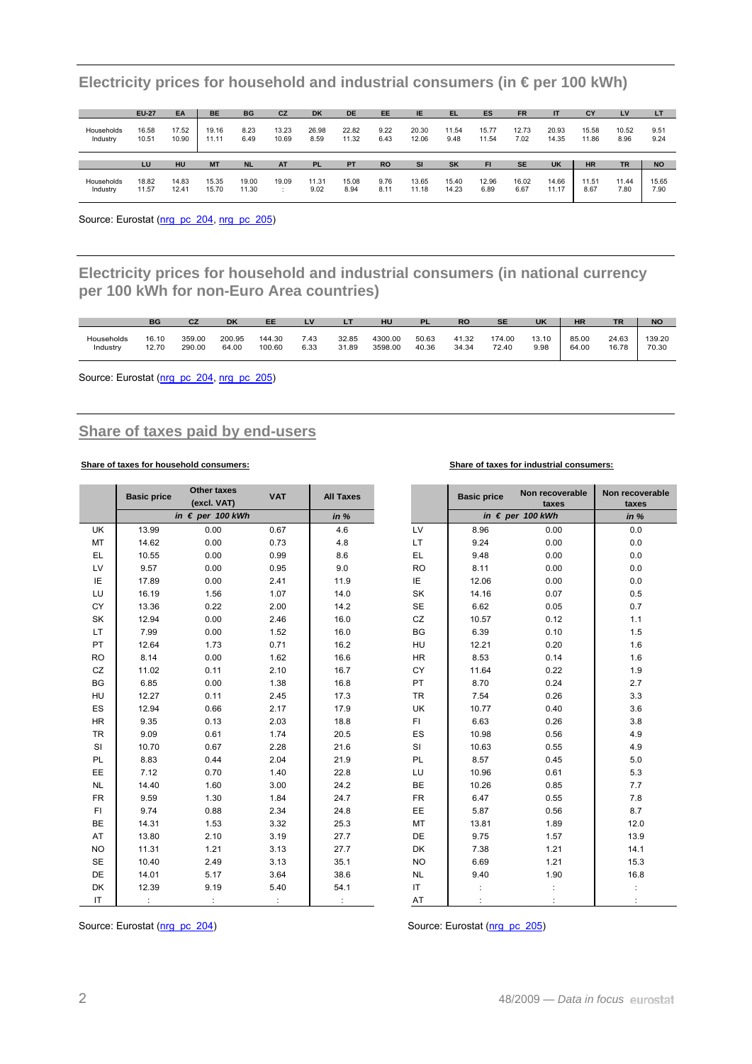## Electricity prices for household and industrial consumers (in € per 100 kWh)

| | EU-27 | EA | BE | BG | CZ | DK | DE | EE | IE | EL | ES | FR | IT | CY | LV | LT |
|---|---|---|---|---|---|---|---|---|---|---|---|---|---|---|---|---|
| Households | 16.58 | 17.52 | 19.16 | 8.23 | 13.23 | 26.98 | 22.82 | 9.22 | 20.30 | 11.54 | 15.77 | 12.73 | 20.93 | 15.58 | 10.52 | 9.51 |
| Industry | 10.51 | 10.90 | 11.11 | 6.49 | 10.69 | 8.59 | 11.32 | 6.43 | 12.06 | 9.48 | 11.54 | 7.02 | 14.35 | 11.86 | 8.96 | 9.24 |

| | LU | HU | MT | NL | AT | PL | PT | RO | SI | SK | FI | SE | UK | HR | TR | NO |
|---|---|---|---|---|---|---|---|---|---|---|---|---|---|---|---|---|
| Households | 18.82 | 14.83 | 15.35 | 19.00 | 19.09 | 11.31 | 15.08 | 9.76 | 13.65 | 15.40 | 12.96 | 16.02 | 14.66 | 11.51 | 11.44 | 15.65 |
| Industry | 11.57 | 12.41 | 15.70 | 11.30 | : | 9.02 | 8.94 | 8.11 | 11.18 | 14.23 | 6.89 | 6.67 | 11.17 | 8.67 | 7.80 | 7.90 |

Source: Eurostat (nrg_pc_204, nrg_pc_205)

## Electricity prices for household and industrial consumers (in national currency per 100 kWh for non-Euro Area countries)

| | BG | CZ | DK | EE | LV | LT | HU | PL | RO | SE | UK | HR | TR | NO |
|---|---|---|---|---|---|---|---|---|---|---|---|---|---|---|
| Households | 16.10 | 359.00 | 200.95 | 144.30 | 7.43 | 32.85 | 4300.00 | 50.63 | 41.32 | 174.00 | 13.10 | 85.00 | 24.63 | 139.20 |
| Industry | 12.70 | 290.00 | 64.00 | 100.60 | 6.33 | 31.89 | 3598.00 | 40.36 | 34.34 | 72.40 | 9.98 | 64.00 | 16.78 | 70.30 |

Source: Eurostat (nrg_pc_204, nrg_pc_205)

## Share of taxes paid by end-users

**Share of taxes for household consumers:**

| | Basic price | Other taxes (excl. VAT) | VAT | All Taxes |
|---|---|---|---|---|
| | *in € per 100 kWh* | | | *in %* |
| UK | 13.99 | 0.00 | 0.67 | 4.6 |
| MT | 14.62 | 0.00 | 0.73 | 4.8 |
| EL | 10.55 | 0.00 | 0.99 | 8.6 |
| LV | 9.57 | 0.00 | 0.95 | 9.0 |
| IE | 17.89 | 0.00 | 2.41 | 11.9 |
| LU | 16.19 | 1.56 | 1.07 | 14.0 |
| CY | 13.36 | 0.22 | 2.00 | 14.2 |
| SK | 12.94 | 0.00 | 2.46 | 16.0 |
| LT | 7.99 | 0.00 | 1.52 | 16.0 |
| PT | 12.64 | 1.73 | 0.71 | 16.2 |
| RO | 8.14 | 0.00 | 1.62 | 16.6 |
| CZ | 11.02 | 0.11 | 2.10 | 16.7 |
| BG | 6.85 | 0.00 | 1.38 | 16.8 |
| HU | 12.27 | 0.11 | 2.45 | 17.3 |
| ES | 12.94 | 0.66 | 2.17 | 17.9 |
| HR | 9.35 | 0.13 | 2.03 | 18.8 |
| TR | 9.09 | 0.61 | 1.74 | 20.5 |
| SI | 10.70 | 0.67 | 2.28 | 21.6 |
| PL | 8.83 | 0.44 | 2.04 | 21.9 |
| EE | 7.12 | 0.70 | 1.40 | 22.8 |
| NL | 14.40 | 1.60 | 3.00 | 24.2 |
| FR | 9.59 | 1.30 | 1.84 | 24.7 |
| FI | 9.74 | 0.88 | 2.34 | 24.8 |
| BE | 14.31 | 1.53 | 3.32 | 25.3 |
| AT | 13.80 | 2.10 | 3.19 | 27.7 |
| NO | 11.31 | 1.21 | 3.13 | 27.7 |
| SE | 10.40 | 2.49 | 3.13 | 35.1 |
| DE | 14.01 | 5.17 | 3.64 | 38.6 |
| DK | 12.39 | 9.19 | 5.40 | 54.1 |
| IT | : | : | : | : |

Source: Eurostat (nrg_pc_204)

**Share of taxes for industrial consumers:**

| | Basic price | Non recoverable taxes | Non recoverable taxes |
|---|---|---|---|
| | *in € per 100 kWh* | | *in %* |
| LV | 8.96 | 0.00 | 0.0 |
| LT | 9.24 | 0.00 | 0.0 |
| EL | 9.48 | 0.00 | 0.0 |
| RO | 8.11 | 0.00 | 0.0 |
| IE | 12.06 | 0.00 | 0.0 |
| SK | 14.16 | 0.07 | 0.5 |
| SE | 6.62 | 0.05 | 0.7 |
| CZ | 10.57 | 0.12 | 1.1 |
| BG | 6.39 | 0.10 | 1.5 |
| HU | 12.21 | 0.20 | 1.6 |
| HR | 8.53 | 0.14 | 1.6 |
| CY | 11.64 | 0.22 | 1.9 |
| PT | 8.70 | 0.24 | 2.7 |
| TR | 7.54 | 0.26 | 3.3 |
| UK | 10.77 | 0.40 | 3.6 |
| FI | 6.63 | 0.26 | 3.8 |
| ES | 10.98 | 0.56 | 4.9 |
| SI | 10.63 | 0.55 | 4.9 |
| PL | 8.57 | 0.45 | 5.0 |
| LU | 10.96 | 0.61 | 5.3 |
| BE | 10.26 | 0.85 | 7.7 |
| FR | 6.47 | 0.55 | 7.8 |
| EE | 5.87 | 0.56 | 8.7 |
| MT | 13.81 | 1.89 | 12.0 |
| DE | 9.75 | 1.57 | 13.9 |
| DK | 7.38 | 1.21 | 14.1 |
| NO | 6.69 | 1.21 | 15.3 |
| NL | 9.40 | 1.90 | 16.8 |
| IT | : | : | : |
| AT | : | : | : |

Source: Eurostat (nrg_pc_205)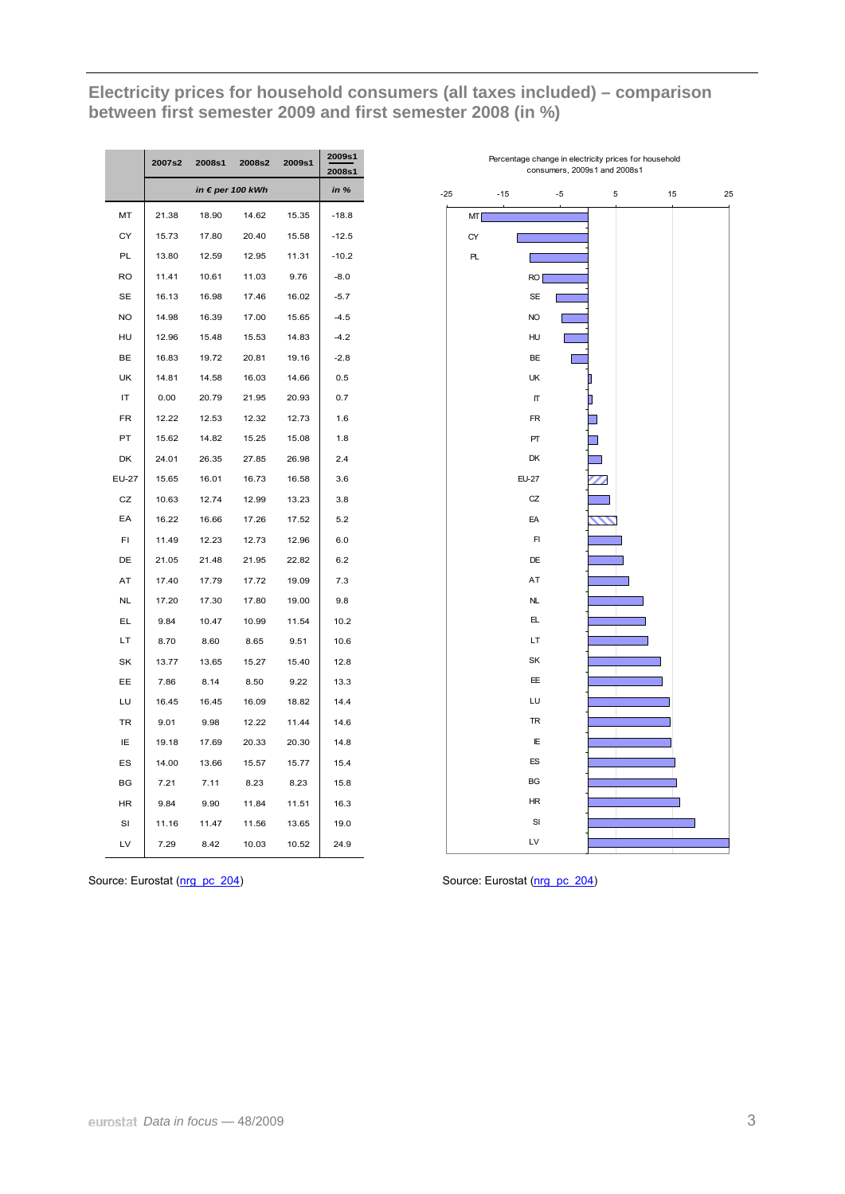## Electricity prices for household consumers (all taxes included) – comparison between first semester 2009 and first semester 2008 (in %)

| | 2007s2 | 2008s1 | 2008s2 | 2009s1 | 2009s1 / 2008s1 |
|---|---|---|---|---|---|
| | *in € per 100 kWh* | | | | *in %* |
| MT | 21.38 | 18.90 | 14.62 | 15.35 | -18.8 |
| CY | 15.73 | 17.80 | 20.40 | 15.58 | -12.5 |
| PL | 13.80 | 12.59 | 12.95 | 11.31 | -10.2 |
| RO | 11.41 | 10.61 | 11.03 | 9.76 | -8.0 |
| SE | 16.13 | 16.98 | 17.46 | 16.02 | -5.7 |
| NO | 14.98 | 16.39 | 17.00 | 15.65 | -4.5 |
| HU | 12.96 | 15.48 | 15.53 | 14.83 | -4.2 |
| BE | 16.83 | 19.72 | 20.81 | 19.16 | -2.8 |
| UK | 14.81 | 14.58 | 16.03 | 14.66 | 0.5 |
| IT | 0.00 | 20.79 | 21.95 | 20.93 | 0.7 |
| FR | 12.22 | 12.53 | 12.32 | 12.73 | 1.6 |
| PT | 15.62 | 14.82 | 15.25 | 15.08 | 1.8 |
| DK | 24.01 | 26.35 | 27.85 | 26.98 | 2.4 |
| EU-27 | 15.65 | 16.01 | 16.73 | 16.58 | 3.6 |
| CZ | 10.63 | 12.74 | 12.99 | 13.23 | 3.8 |
| EA | 16.22 | 16.66 | 17.26 | 17.52 | 5.2 |
| FI | 11.49 | 12.23 | 12.73 | 12.96 | 6.0 |
| DE | 21.05 | 21.48 | 21.95 | 22.82 | 6.2 |
| AT | 17.40 | 17.79 | 17.72 | 19.09 | 7.3 |
| NL | 17.20 | 17.30 | 17.80 | 19.00 | 9.8 |
| EL | 9.84 | 10.47 | 10.99 | 11.54 | 10.2 |
| LT | 8.70 | 8.60 | 8.65 | 9.51 | 10.6 |
| SK | 13.77 | 13.65 | 15.27 | 15.40 | 12.8 |
| EE | 7.86 | 8.14 | 8.50 | 9.22 | 13.3 |
| LU | 16.45 | 16.45 | 16.09 | 18.82 | 14.4 |
| TR | 9.01 | 9.98 | 12.22 | 11.44 | 14.6 |
| IE | 19.18 | 17.69 | 20.33 | 20.30 | 14.8 |
| ES | 14.00 | 13.66 | 15.57 | 15.77 | 15.4 |
| BG | 7.21 | 7.11 | 8.23 | 8.23 | 15.8 |
| HR | 9.84 | 9.90 | 11.84 | 11.51 | 16.3 |
| SI | 11.16 | 11.47 | 11.56 | 13.65 | 19.0 |
| LV | 7.29 | 8.42 | 10.03 | 10.52 | 24.9 |

Source: Eurostat (nrg_pc_204)

Percentage change in electricity prices for household consumers, 2009s1 and 2008s1

Source: Eurostat (nrg_pc_204)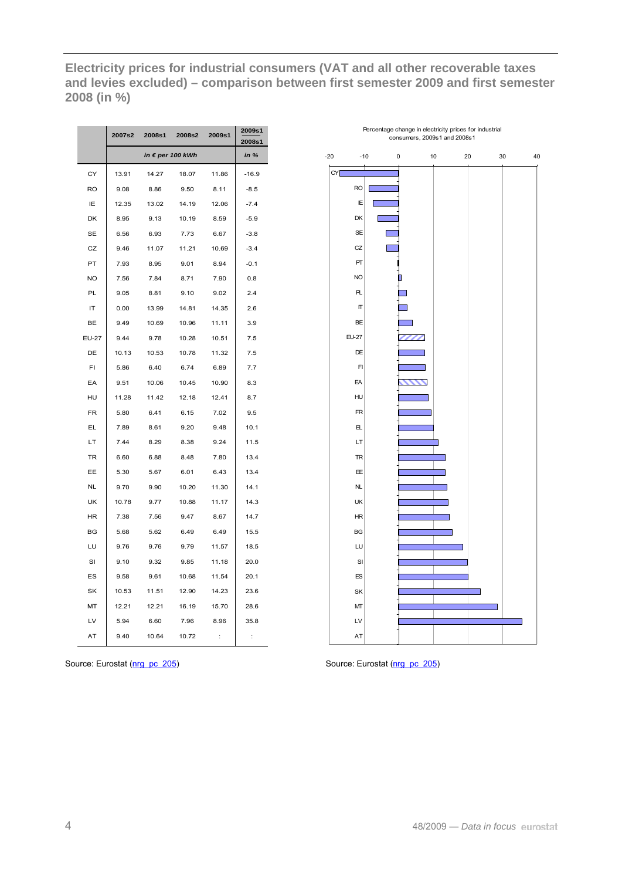## Electricity prices for industrial consumers (VAT and all other recoverable taxes and levies excluded) – comparison between first semester 2009 and first semester 2008 (in %)

| | 2007s2 | 2008s1 | 2008s2 | 2009s1 | 2009s1 / 2008s1 |
|---|---|---|---|---|---|
| | *in € per 100 kWh* | | | | *in %* |
| CY | 13.91 | 14.27 | 18.07 | 11.86 | -16.9 |
| RO | 9.08 | 8.86 | 9.50 | 8.11 | -8.5 |
| IE | 12.35 | 13.02 | 14.19 | 12.06 | -7.4 |
| DK | 8.95 | 9.13 | 10.19 | 8.59 | -5.9 |
| SE | 6.56 | 6.93 | 7.73 | 6.67 | -3.8 |
| CZ | 9.46 | 11.07 | 11.21 | 10.69 | -3.4 |
| PT | 7.93 | 8.95 | 9.01 | 8.94 | -0.1 |
| NO | 7.56 | 7.84 | 8.71 | 7.90 | 0.8 |
| PL | 9.05 | 8.81 | 9.10 | 9.02 | 2.4 |
| IT | 0.00 | 13.99 | 14.81 | 14.35 | 2.6 |
| BE | 9.49 | 10.69 | 10.96 | 11.11 | 3.9 |
| EU-27 | 9.44 | 9.78 | 10.28 | 10.51 | 7.5 |
| DE | 10.13 | 10.53 | 10.78 | 11.32 | 7.5 |
| FI | 5.86 | 6.40 | 6.74 | 6.89 | 7.7 |
| EA | 9.51 | 10.06 | 10.45 | 10.90 | 8.3 |
| HU | 11.28 | 11.42 | 12.18 | 12.41 | 8.7 |
| FR | 5.80 | 6.41 | 6.15 | 7.02 | 9.5 |
| EL | 7.89 | 8.61 | 9.20 | 9.48 | 10.1 |
| LT | 7.44 | 8.29 | 8.38 | 9.24 | 11.5 |
| TR | 6.60 | 6.88 | 8.48 | 7.80 | 13.4 |
| EE | 5.30 | 5.67 | 6.01 | 6.43 | 13.4 |
| NL | 9.70 | 9.90 | 10.20 | 11.30 | 14.1 |
| UK | 10.78 | 9.77 | 10.88 | 11.17 | 14.3 |
| HR | 7.38 | 7.56 | 9.47 | 8.67 | 14.7 |
| BG | 5.68 | 5.62 | 6.49 | 6.49 | 15.5 |
| LU | 9.76 | 9.76 | 9.79 | 11.57 | 18.5 |
| SI | 9.10 | 9.32 | 9.85 | 11.18 | 20.0 |
| ES | 9.58 | 9.61 | 10.68 | 11.54 | 20.1 |
| SK | 10.53 | 11.51 | 12.90 | 14.23 | 23.6 |
| MT | 12.21 | 12.21 | 16.19 | 15.70 | 28.6 |
| LV | 5.94 | 6.60 | 7.96 | 8.96 | 35.8 |
| AT | 9.40 | 10.64 | 10.72 | : | : |

Source: Eurostat (nrg_pc_205)

Percentage change in electricity prices for industrial consumers, 2009s1 and 2008s1

Source: Eurostat (nrg_pc_205)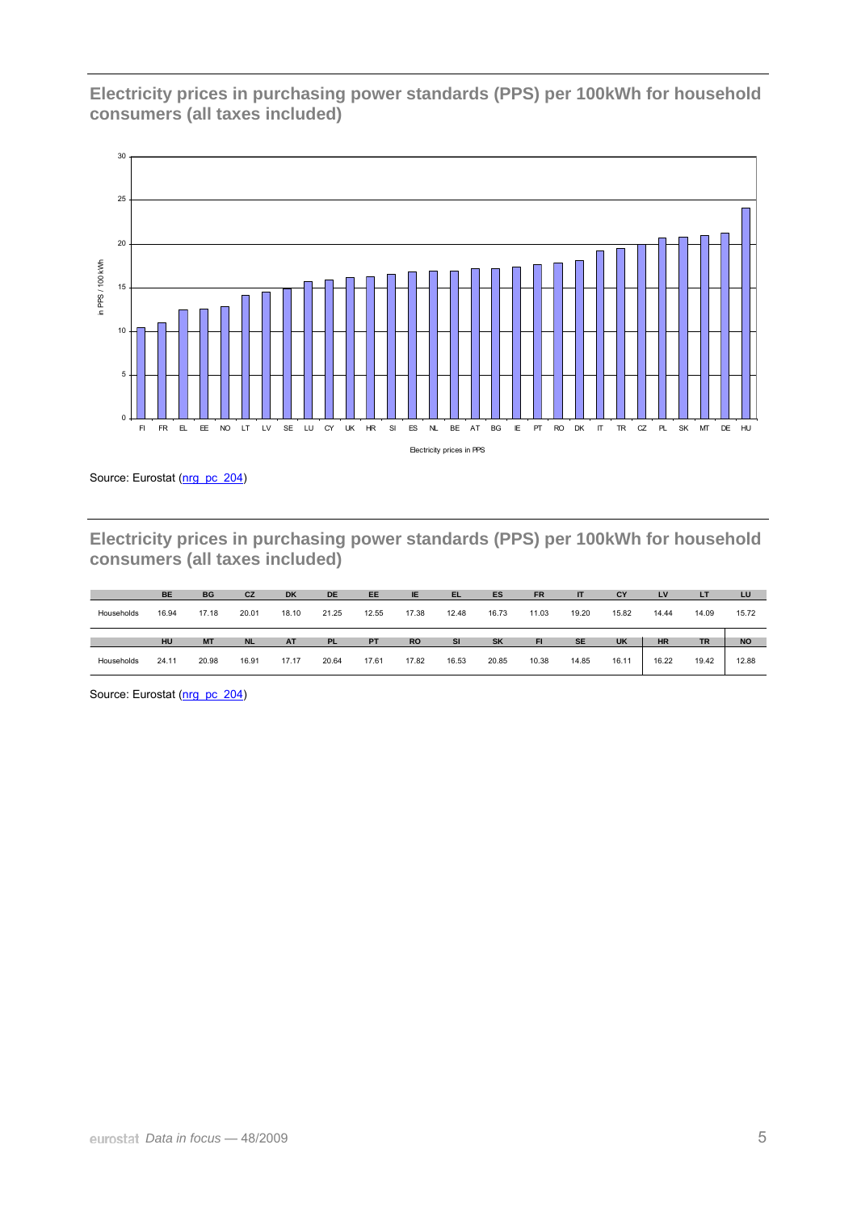## Electricity prices in purchasing power standards (PPS) per 100kWh for household consumers (all taxes included)

Source: Eurostat (nrg_pc_204)

## Electricity prices in purchasing power standards (PPS) per 100kWh for household consumers (all taxes included)

| | BE | BG | CZ | DK | DE | EE | IE | EL | ES | FR | IT | CY | LV | LT | LU |
|---|---|---|---|---|---|---|---|---|---|---|---|---|---|---|---|
| Households | 16.94 | 17.18 | 20.01 | 18.10 | 21.25 | 12.55 | 17.38 | 12.48 | 16.73 | 11.03 | 19.20 | 15.82 | 14.44 | 14.09 | 15.72 |

| | HU | MT | NL | AT | PL | PT | RO | SI | SK | FI | SE | UK | HR | TR | NO |
|---|---|---|---|---|---|---|---|---|---|---|---|---|---|---|---|
| Households | 24.11 | 20.98 | 16.91 | 17.17 | 20.64 | 17.61 | 17.82 | 16.53 | 20.85 | 10.38 | 14.85 | 16.11 | 16.22 | 19.42 | 12.88 |

Source: Eurostat (nrg_pc_204)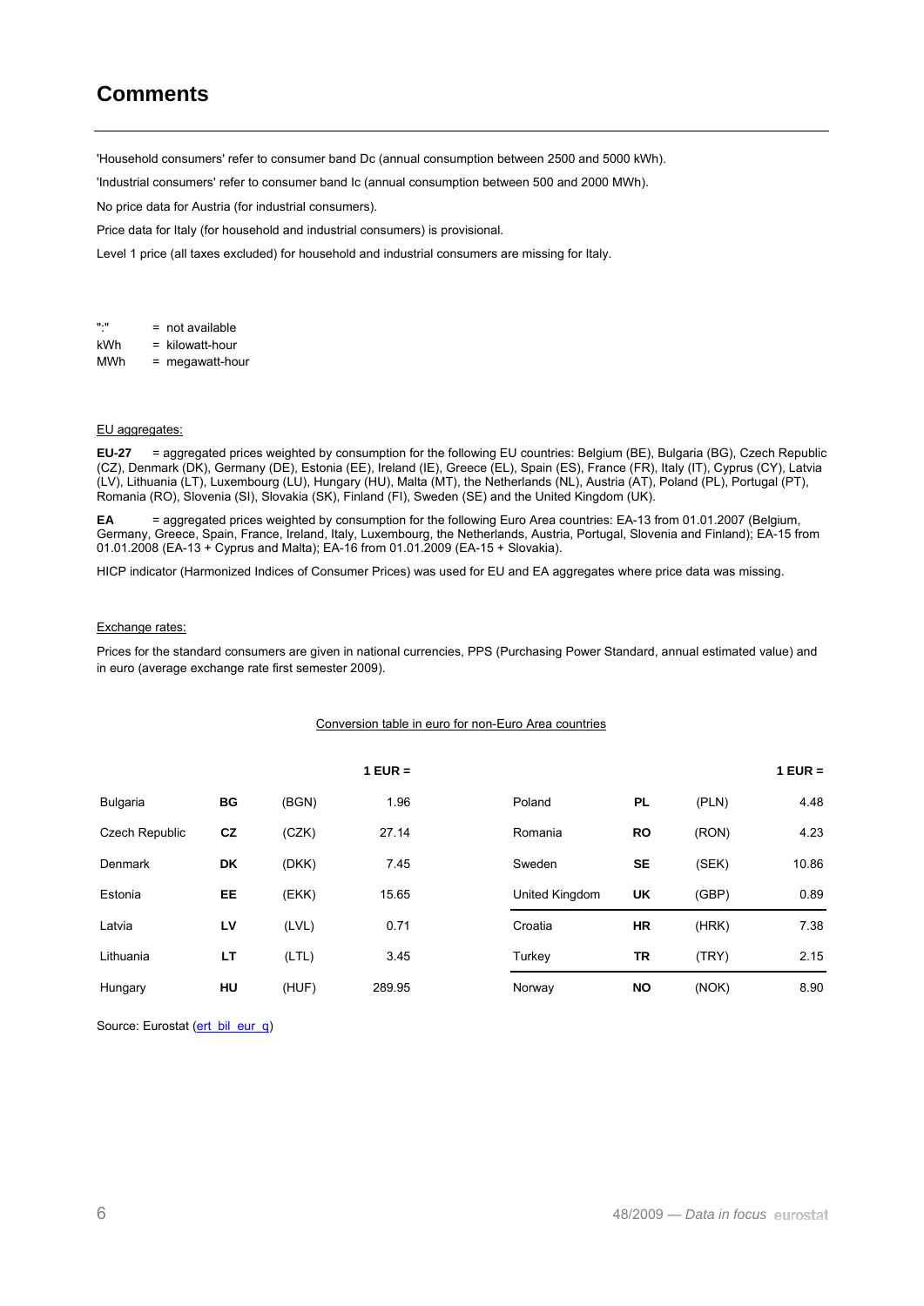# Comments

'Household consumers' refer to consumer band Dc (annual consumption between 2500 and 5000 kWh).

'Industrial consumers' refer to consumer band Ic (annual consumption between 500 and 2000 MWh).

No price data for Austria (for industrial consumers).

Price data for Italy (for household and industrial consumers) is provisional.

Level 1 price (all taxes excluded) for household and industrial consumers are missing for Italy.

":" = not available
kWh = kilowatt-hour
MWh = megawatt-hour

EU aggregates:

**EU-27** = aggregated prices weighted by consumption for the following EU countries: Belgium (BE), Bulgaria (BG), Czech Republic (CZ), Denmark (DK), Germany (DE), Estonia (EE), Ireland (IE), Greece (EL), Spain (ES), France (FR), Italy (IT), Cyprus (CY), Latvia (LV), Lithuania (LT), Luxembourg (LU), Hungary (HU), Malta (MT), the Netherlands (NL), Austria (AT), Poland (PL), Portugal (PT), Romania (RO), Slovenia (SI), Slovakia (SK), Finland (FI), Sweden (SE) and the United Kingdom (UK).

**EA** = aggregated prices weighted by consumption for the following Euro Area countries: EA-13 from 01.01.2007 (Belgium, Germany, Greece, Spain, France, Ireland, Italy, Luxembourg, the Netherlands, Austria, Portugal, Slovenia and Finland); EA-15 from 01.01.2008 (EA-13 + Cyprus and Malta); EA-16 from 01.01.2009 (EA-15 + Slovakia).

HICP indicator (Harmonized Indices of Consumer Prices) was used for EU and EA aggregates where price data was missing.

Exchange rates:

Prices for the standard consumers are given in national currencies, PPS (Purchasing Power Standard, annual estimated value) and in euro (average exchange rate first semester 2009).

Conversion table in euro for non-Euro Area countries

| | | | 1 EUR = | | | | 1 EUR = |
|---|---|---|---|---|---|---|---|
| Bulgaria | **BG** | (BGN) | 1.96 | Poland | **PL** | (PLN) | 4.48 |
| Czech Republic | **CZ** | (CZK) | 27.14 | Romania | **RO** | (RON) | 4.23 |
| Denmark | **DK** | (DKK) | 7.45 | Sweden | **SE** | (SEK) | 10.86 |
| Estonia | **EE** | (EKK) | 15.65 | United Kingdom | **UK** | (GBP) | 0.89 |
| Latvia | **LV** | (LVL) | 0.71 | Croatia | **HR** | (HRK) | 7.38 |
| Lithuania | **LT** | (LTL) | 3.45 | Turkey | **TR** | (TRY) | 2.15 |
| Hungary | **HU** | (HUF) | 289.95 | Norway | **NO** | (NOK) | 8.90 |

Source: Eurostat (ert_bil_eur_q)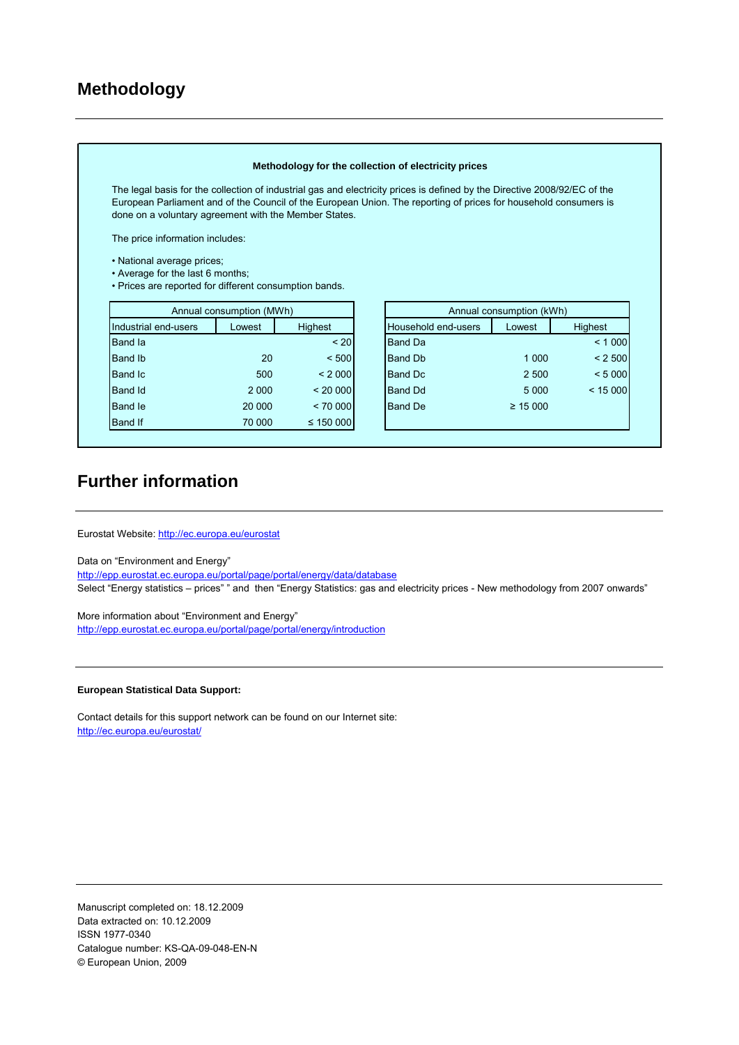## Methodology

**Methodology for the collection of electricity prices**

The legal basis for the collection of industrial gas and electricity prices is defined by the Directive 2008/92/EC of the European Parliament and of the Council of the European Union. The reporting of prices for household consumers is done on a voluntary agreement with the Member States.

The price information includes:

- National average prices;
- Average for the last 6 months;
- Prices are reported for different consumption bands.

| Annual consumption (MWh) | | |
|---|---|---|
| Industrial end-users | Lowest | Highest |
| Band Ia | | < 20 |
| Band Ib | 20 | < 500 |
| Band Ic | 500 | < 2 000 |
| Band Id | 2 000 | < 20 000 |
| Band Ie | 20 000 | < 70 000 |
| Band If | 70 000 | ≤ 150 000 |

| Annual consumption (kWh) | | |
|---|---|---|
| Household end-users | Lowest | Highest |
| Band Da | | < 1 000 |
| Band Db | 1 000 | < 2 500 |
| Band Dc | 2 500 | < 5 000 |
| Band Dd | 5 000 | < 15 000 |
| Band De | ≥ 15 000 | |

## Further information

Eurostat Website: http://ec.europa.eu/eurostat

Data on “Environment and Energy”
http://epp.eurostat.ec.europa.eu/portal/page/portal/energy/data/database
Select “Energy statistics – prices” ” and then “Energy Statistics: gas and electricity prices - New methodology from 2007 onwards”

More information about “Environment and Energy”
http://epp.eurostat.ec.europa.eu/portal/page/portal/energy/introduction

**European Statistical Data Support:**

Contact details for this support network can be found on our Internet site:
http://ec.europa.eu/eurostat/

Manuscript completed on: 18.12.2009
Data extracted on: 10.12.2009
ISSN 1977-0340
Catalogue number: KS-QA-09-048-EN-N
© European Union, 2009